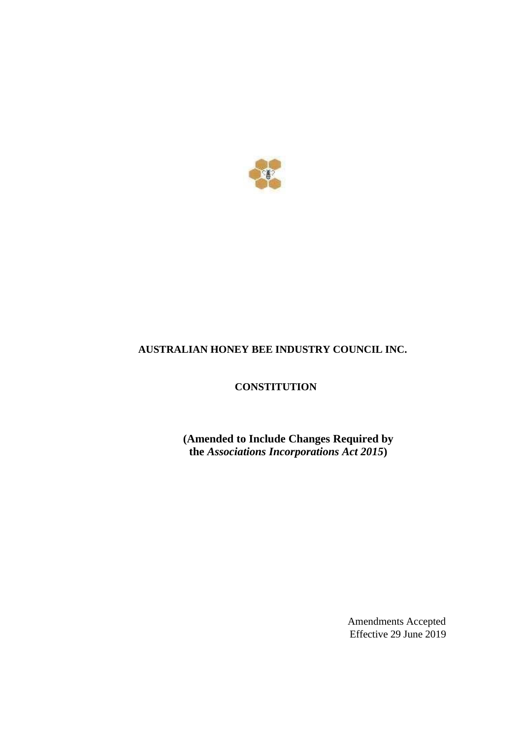# AUSTRALIAN HONEY BEE INDUSTRY COUNCIL INC.

## CONSTITUTION

**(Amended to Include Changes Required by the *Associations Incorporations Act 2015*)**

Amendments Accepted
Effective 29 June 2019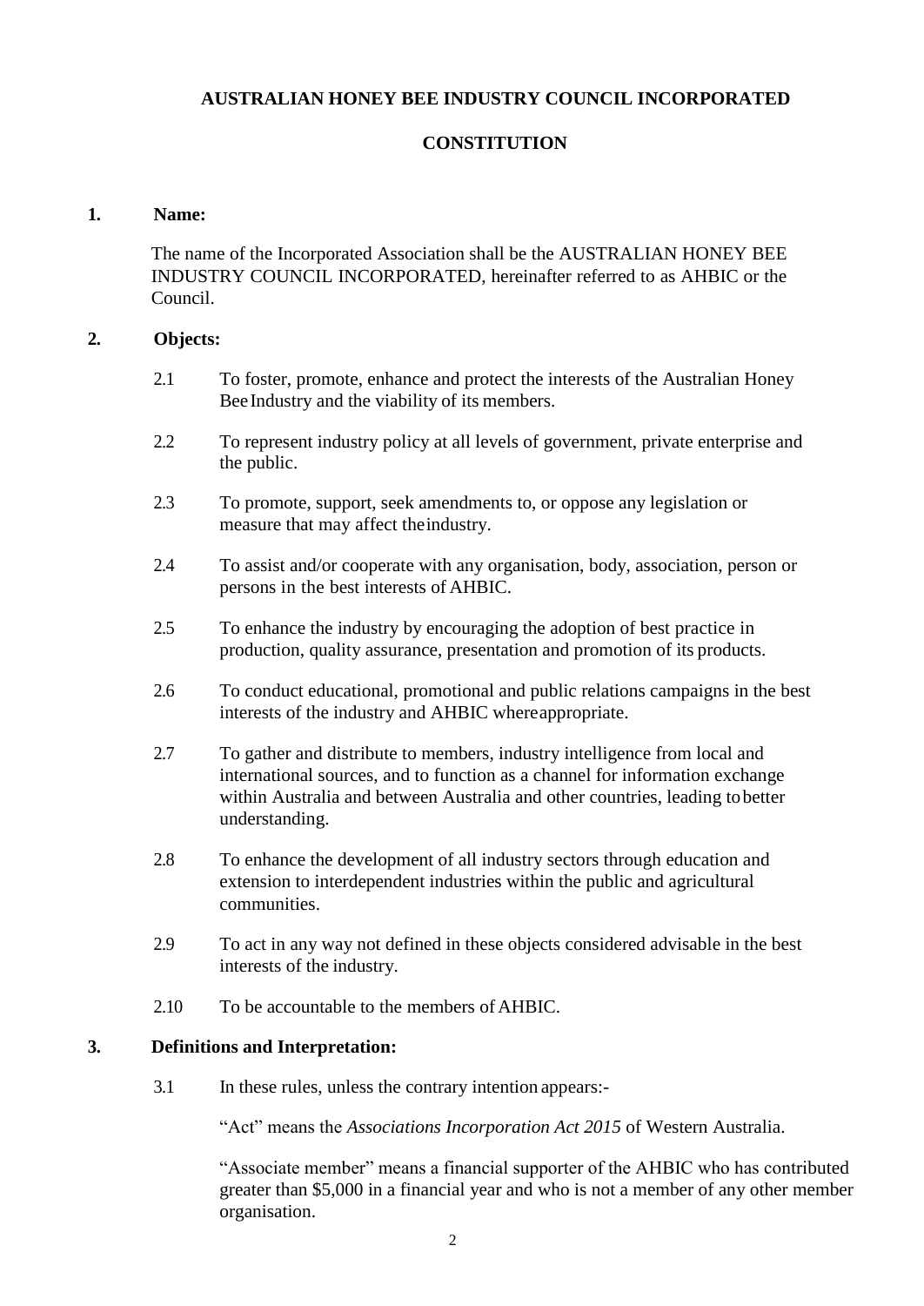**AUSTRALIAN HONEY BEE INDUSTRY COUNCIL INCORPORATED**

**CONSTITUTION**

## 1. Name:

The name of the Incorporated Association shall be the AUSTRALIAN HONEY BEE INDUSTRY COUNCIL INCORPORATED, hereinafter referred to as AHBIC or the Council.

## 2. Objects:

2.1 To foster, promote, enhance and protect the interests of the Australian Honey Bee Industry and the viability of its members.

2.2 To represent industry policy at all levels of government, private enterprise and the public.

2.3 To promote, support, seek amendments to, or oppose any legislation or measure that may affect the industry.

2.4 To assist and/or cooperate with any organisation, body, association, person or persons in the best interests of AHBIC.

2.5 To enhance the industry by encouraging the adoption of best practice in production, quality assurance, presentation and promotion of its products.

2.6 To conduct educational, promotional and public relations campaigns in the best interests of the industry and AHBIC where appropriate.

2.7 To gather and distribute to members, industry intelligence from local and international sources, and to function as a channel for information exchange within Australia and between Australia and other countries, leading to better understanding.

2.8 To enhance the development of all industry sectors through education and extension to interdependent industries within the public and agricultural communities.

2.9 To act in any way not defined in these objects considered advisable in the best interests of the industry.

2.10 To be accountable to the members of AHBIC.

## 3. Definitions and Interpretation:

3.1 In these rules, unless the contrary intention appears:-

"Act" means the *Associations Incorporation Act 2015* of Western Australia.

"Associate member" means a financial supporter of the AHBIC who has contributed greater than $5,000 in a financial year and who is not a member of any other member organisation.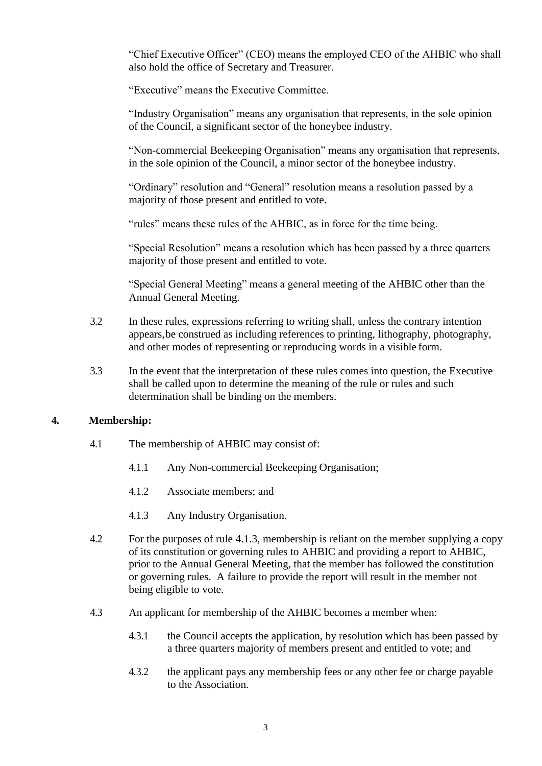"Chief Executive Officer" (CEO) means the employed CEO of the AHBIC who shall also hold the office of Secretary and Treasurer.

"Executive" means the Executive Committee.

"Industry Organisation" means any organisation that represents, in the sole opinion of the Council, a significant sector of the honeybee industry.

"Non-commercial Beekeeping Organisation" means any organisation that represents, in the sole opinion of the Council, a minor sector of the honeybee industry.

"Ordinary" resolution and "General" resolution means a resolution passed by a majority of those present and entitled to vote.

"rules" means these rules of the AHBIC, as in force for the time being.

"Special Resolution" means a resolution which has been passed by a three quarters majority of those present and entitled to vote.

"Special General Meeting" means a general meeting of the AHBIC other than the Annual General Meeting.

3.2 In these rules, expressions referring to writing shall, unless the contrary intention appears, be construed as including references to printing, lithography, photography, and other modes of representing or reproducing words in a visible form.

3.3 In the event that the interpretation of these rules comes into question, the Executive shall be called upon to determine the meaning of the rule or rules and such determination shall be binding on the members.

## 4. Membership:

4.1 The membership of AHBIC may consist of:

- 4.1.1 Any Non-commercial Beekeeping Organisation;
- 4.1.2 Associate members; and
- 4.1.3 Any Industry Organisation.

4.2 For the purposes of rule 4.1.3, membership is reliant on the member supplying a copy of its constitution or governing rules to AHBIC and providing a report to AHBIC, prior to the Annual General Meeting, that the member has followed the constitution or governing rules. A failure to provide the report will result in the member not being eligible to vote.

4.3 An applicant for membership of the AHBIC becomes a member when:

- 4.3.1 the Council accepts the application, by resolution which has been passed by a three quarters majority of members present and entitled to vote; and
- 4.3.2 the applicant pays any membership fees or any other fee or charge payable to the Association.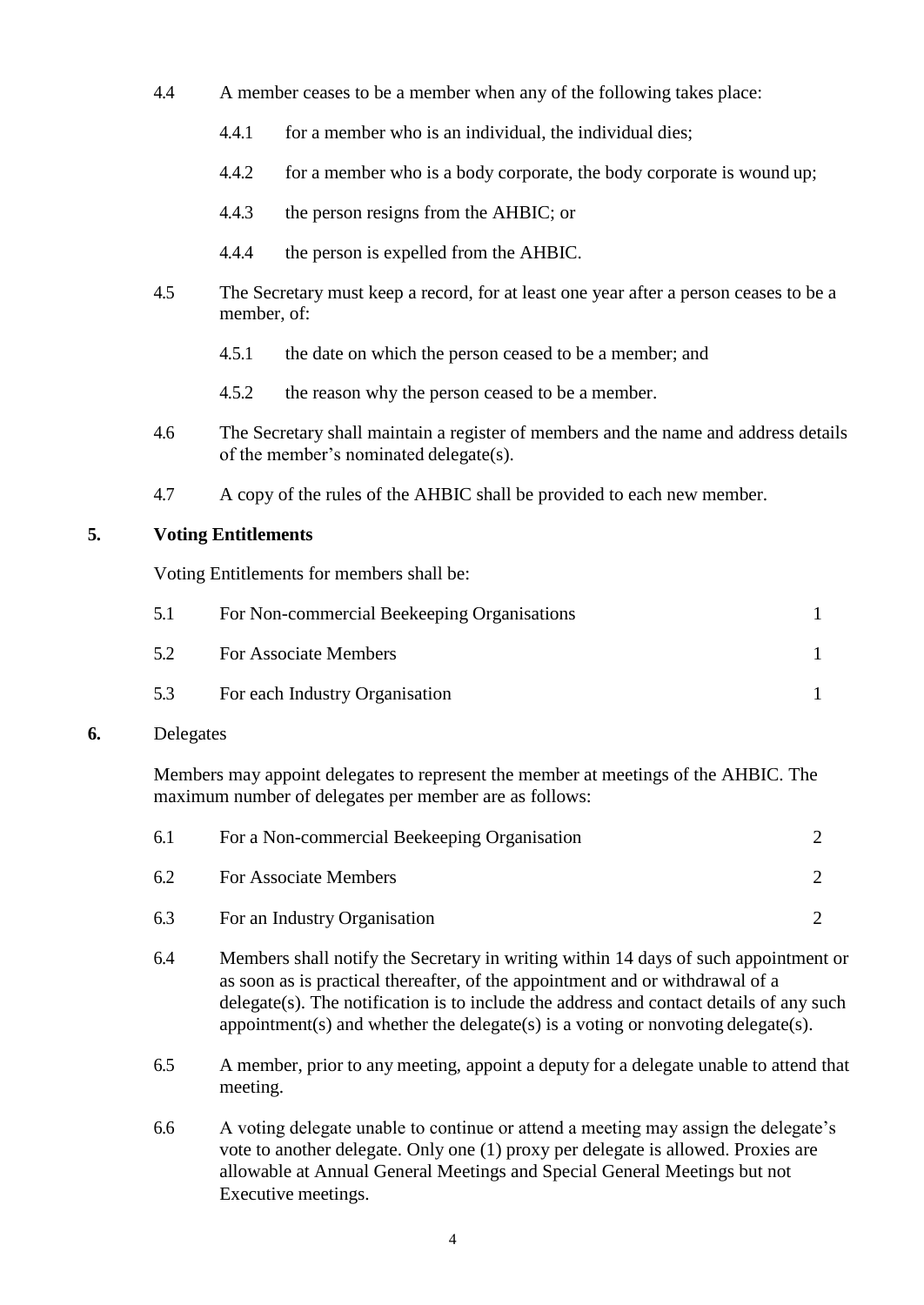4.4 A member ceases to be a member when any of the following takes place:

4.4.1 for a member who is an individual, the individual dies;

4.4.2 for a member who is a body corporate, the body corporate is wound up;

4.4.3 the person resigns from the AHBIC; or

4.4.4 the person is expelled from the AHBIC.

4.5 The Secretary must keep a record, for at least one year after a person ceases to be a member, of:

4.5.1 the date on which the person ceased to be a member; and

4.5.2 the reason why the person ceased to be a member.

4.6 The Secretary shall maintain a register of members and the name and address details of the member's nominated delegate(s).

4.7 A copy of the rules of the AHBIC shall be provided to each new member.

## 5. Voting Entitlements

Voting Entitlements for members shall be:

| | | |
|---|---|---|
| 5.1 | For Non-commercial Beekeeping Organisations | 1 |
| 5.2 | For Associate Members | 1 |
| 5.3 | For each Industry Organisation | 1 |

## 6. Delegates

Members may appoint delegates to represent the member at meetings of the AHBIC. The maximum number of delegates per member are as follows:

| | | |
|---|---|---|
| 6.1 | For a Non-commercial Beekeeping Organisation | 2 |
| 6.2 | For Associate Members | 2 |
| 6.3 | For an Industry Organisation | 2 |

6.4 Members shall notify the Secretary in writing within 14 days of such appointment or as soon as is practical thereafter, of the appointment and or withdrawal of a delegate(s). The notification is to include the address and contact details of any such appointment(s) and whether the delegate(s) is a voting or nonvoting delegate(s).

6.5 A member, prior to any meeting, appoint a deputy for a delegate unable to attend that meeting.

6.6 A voting delegate unable to continue or attend a meeting may assign the delegate's vote to another delegate. Only one (1) proxy per delegate is allowed. Proxies are allowable at Annual General Meetings and Special General Meetings but not Executive meetings.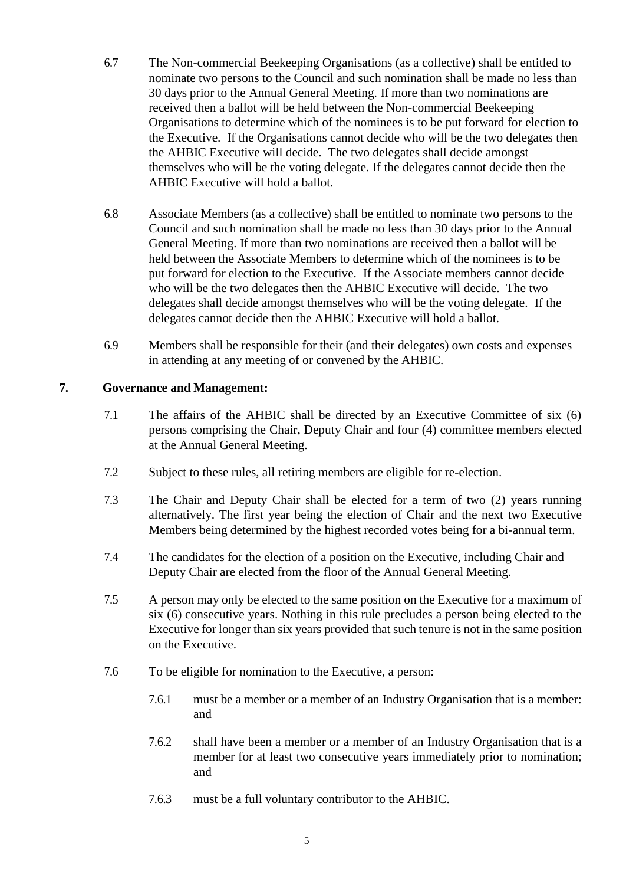6.7 The Non-commercial Beekeeping Organisations (as a collective) shall be entitled to nominate two persons to the Council and such nomination shall be made no less than 30 days prior to the Annual General Meeting. If more than two nominations are received then a ballot will be held between the Non-commercial Beekeeping Organisations to determine which of the nominees is to be put forward for election to the Executive. If the Organisations cannot decide who will be the two delegates then the AHBIC Executive will decide. The two delegates shall decide amongst themselves who will be the voting delegate. If the delegates cannot decide then the AHBIC Executive will hold a ballot.

6.8 Associate Members (as a collective) shall be entitled to nominate two persons to the Council and such nomination shall be made no less than 30 days prior to the Annual General Meeting. If more than two nominations are received then a ballot will be held between the Associate Members to determine which of the nominees is to be put forward for election to the Executive. If the Associate members cannot decide who will be the two delegates then the AHBIC Executive will decide. The two delegates shall decide amongst themselves who will be the voting delegate. If the delegates cannot decide then the AHBIC Executive will hold a ballot.

6.9 Members shall be responsible for their (and their delegates) own costs and expenses in attending at any meeting of or convened by the AHBIC.

## 7. Governance and Management:

7.1 The affairs of the AHBIC shall be directed by an Executive Committee of six (6) persons comprising the Chair, Deputy Chair and four (4) committee members elected at the Annual General Meeting.

7.2 Subject to these rules, all retiring members are eligible for re-election.

7.3 The Chair and Deputy Chair shall be elected for a term of two (2) years running alternatively. The first year being the election of Chair and the next two Executive Members being determined by the highest recorded votes being for a bi-annual term.

7.4 The candidates for the election of a position on the Executive, including Chair and Deputy Chair are elected from the floor of the Annual General Meeting.

7.5 A person may only be elected to the same position on the Executive for a maximum of six (6) consecutive years. Nothing in this rule precludes a person being elected to the Executive for longer than six years provided that such tenure is not in the same position on the Executive.

7.6 To be eligible for nomination to the Executive, a person:

7.6.1 must be a member or a member of an Industry Organisation that is a member: and

7.6.2 shall have been a member or a member of an Industry Organisation that is a member for at least two consecutive years immediately prior to nomination; and

7.6.3 must be a full voluntary contributor to the AHBIC.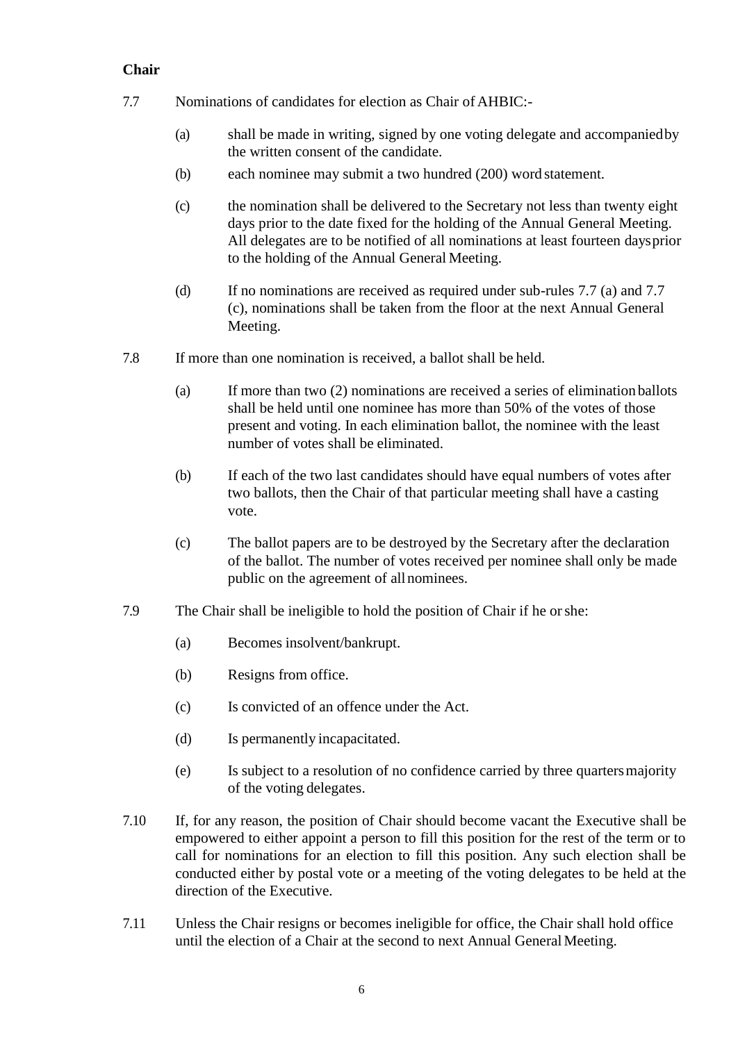**Chair**

7.7 Nominations of candidates for election as Chair of AHBIC:-

(a) shall be made in writing, signed by one voting delegate and accompanied by the written consent of the candidate.

(b) each nominee may submit a two hundred (200) word statement.

(c) the nomination shall be delivered to the Secretary not less than twenty eight days prior to the date fixed for the holding of the Annual General Meeting. All delegates are to be notified of all nominations at least fourteen days prior to the holding of the Annual General Meeting.

(d) If no nominations are received as required under sub-rules 7.7 (a) and 7.7 (c), nominations shall be taken from the floor at the next Annual General Meeting.

7.8 If more than one nomination is received, a ballot shall be held.

(a) If more than two (2) nominations are received a series of elimination ballots shall be held until one nominee has more than 50% of the votes of those present and voting. In each elimination ballot, the nominee with the least number of votes shall be eliminated.

(b) If each of the two last candidates should have equal numbers of votes after two ballots, then the Chair of that particular meeting shall have a casting vote.

(c) The ballot papers are to be destroyed by the Secretary after the declaration of the ballot. The number of votes received per nominee shall only be made public on the agreement of all nominees.

7.9 The Chair shall be ineligible to hold the position of Chair if he or she:

(a) Becomes insolvent/bankrupt.

(b) Resigns from office.

(c) Is convicted of an offence under the Act.

(d) Is permanently incapacitated.

(e) Is subject to a resolution of no confidence carried by three quarters majority of the voting delegates.

7.10 If, for any reason, the position of Chair should become vacant the Executive shall be empowered to either appoint a person to fill this position for the rest of the term or to call for nominations for an election to fill this position. Any such election shall be conducted either by postal vote or a meeting of the voting delegates to be held at the direction of the Executive.

7.11 Unless the Chair resigns or becomes ineligible for office, the Chair shall hold office until the election of a Chair at the second to next Annual General Meeting.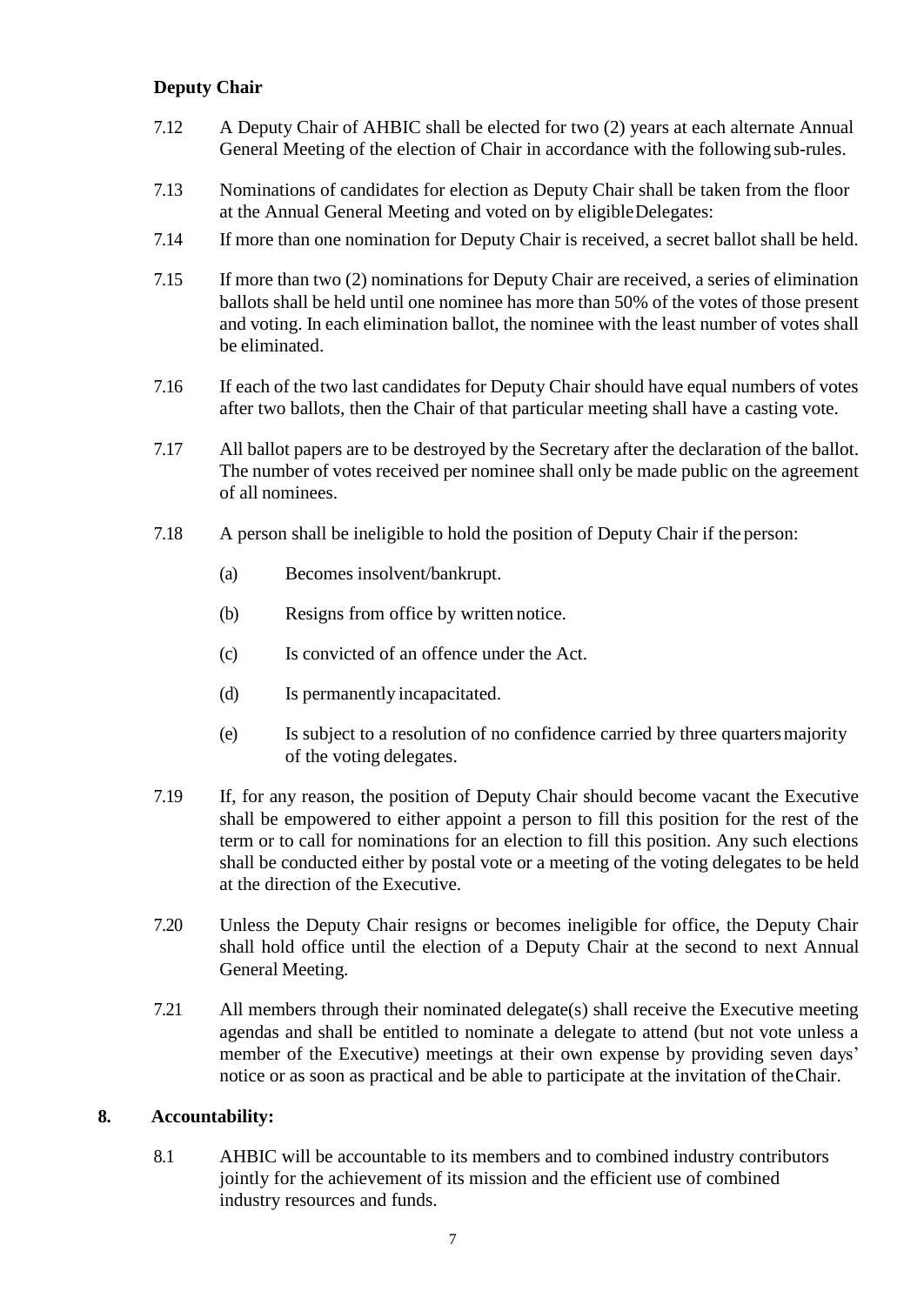**Deputy Chair**

7.12 A Deputy Chair of AHBIC shall be elected for two (2) years at each alternate Annual General Meeting of the election of Chair in accordance with the following sub-rules.

7.13 Nominations of candidates for election as Deputy Chair shall be taken from the floor at the Annual General Meeting and voted on by eligible Delegates:

7.14 If more than one nomination for Deputy Chair is received, a secret ballot shall be held.

7.15 If more than two (2) nominations for Deputy Chair are received, a series of elimination ballots shall be held until one nominee has more than 50% of the votes of those present and voting. In each elimination ballot, the nominee with the least number of votes shall be eliminated.

7.16 If each of the two last candidates for Deputy Chair should have equal numbers of votes after two ballots, then the Chair of that particular meeting shall have a casting vote.

7.17 All ballot papers are to be destroyed by the Secretary after the declaration of the ballot. The number of votes received per nominee shall only be made public on the agreement of all nominees.

7.18 A person shall be ineligible to hold the position of Deputy Chair if the person:

(a) Becomes insolvent/bankrupt.

(b) Resigns from office by written notice.

(c) Is convicted of an offence under the Act.

(d) Is permanently incapacitated.

(e) Is subject to a resolution of no confidence carried by three quarters majority of the voting delegates.

7.19 If, for any reason, the position of Deputy Chair should become vacant the Executive shall be empowered to either appoint a person to fill this position for the rest of the term or to call for nominations for an election to fill this position. Any such elections shall be conducted either by postal vote or a meeting of the voting delegates to be held at the direction of the Executive.

7.20 Unless the Deputy Chair resigns or becomes ineligible for office, the Deputy Chair shall hold office until the election of a Deputy Chair at the second to next Annual General Meeting.

7.21 All members through their nominated delegate(s) shall receive the Executive meeting agendas and shall be entitled to nominate a delegate to attend (but not vote unless a member of the Executive) meetings at their own expense by providing seven days' notice or as soon as practical and be able to participate at the invitation of the Chair.

**8. Accountability:**

8.1 AHBIC will be accountable to its members and to combined industry contributors jointly for the achievement of its mission and the efficient use of combined industry resources and funds.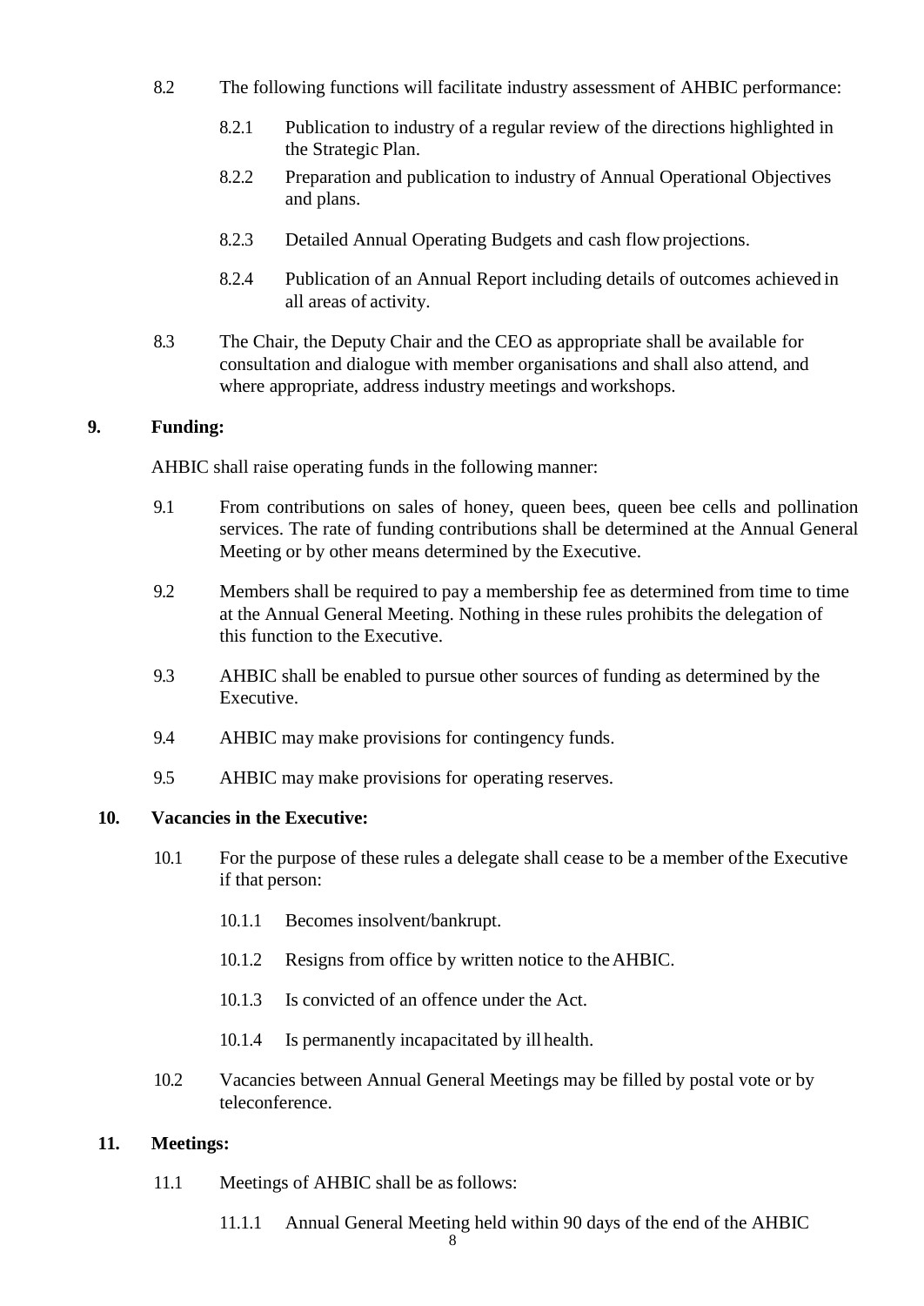8.2 The following functions will facilitate industry assessment of AHBIC performance:

8.2.1 Publication to industry of a regular review of the directions highlighted in the Strategic Plan.

8.2.2 Preparation and publication to industry of Annual Operational Objectives and plans.

8.2.3 Detailed Annual Operating Budgets and cash flow projections.

8.2.4 Publication of an Annual Report including details of outcomes achieved in all areas of activity.

8.3 The Chair, the Deputy Chair and the CEO as appropriate shall be available for consultation and dialogue with member organisations and shall also attend, and where appropriate, address industry meetings and workshops.

## 9. Funding:

AHBIC shall raise operating funds in the following manner:

9.1 From contributions on sales of honey, queen bees, queen bee cells and pollination services. The rate of funding contributions shall be determined at the Annual General Meeting or by other means determined by the Executive.

9.2 Members shall be required to pay a membership fee as determined from time to time at the Annual General Meeting. Nothing in these rules prohibits the delegation of this function to the Executive.

9.3 AHBIC shall be enabled to pursue other sources of funding as determined by the Executive.

9.4 AHBIC may make provisions for contingency funds.

9.5 AHBIC may make provisions for operating reserves.

## 10. Vacancies in the Executive:

10.1 For the purpose of these rules a delegate shall cease to be a member of the Executive if that person:

10.1.1 Becomes insolvent/bankrupt.

10.1.2 Resigns from office by written notice to the AHBIC.

10.1.3 Is convicted of an offence under the Act.

10.1.4 Is permanently incapacitated by ill health.

10.2 Vacancies between Annual General Meetings may be filled by postal vote or by teleconference.

## 11. Meetings:

11.1 Meetings of AHBIC shall be as follows:

11.1.1 Annual General Meeting held within 90 days of the end of the AHBIC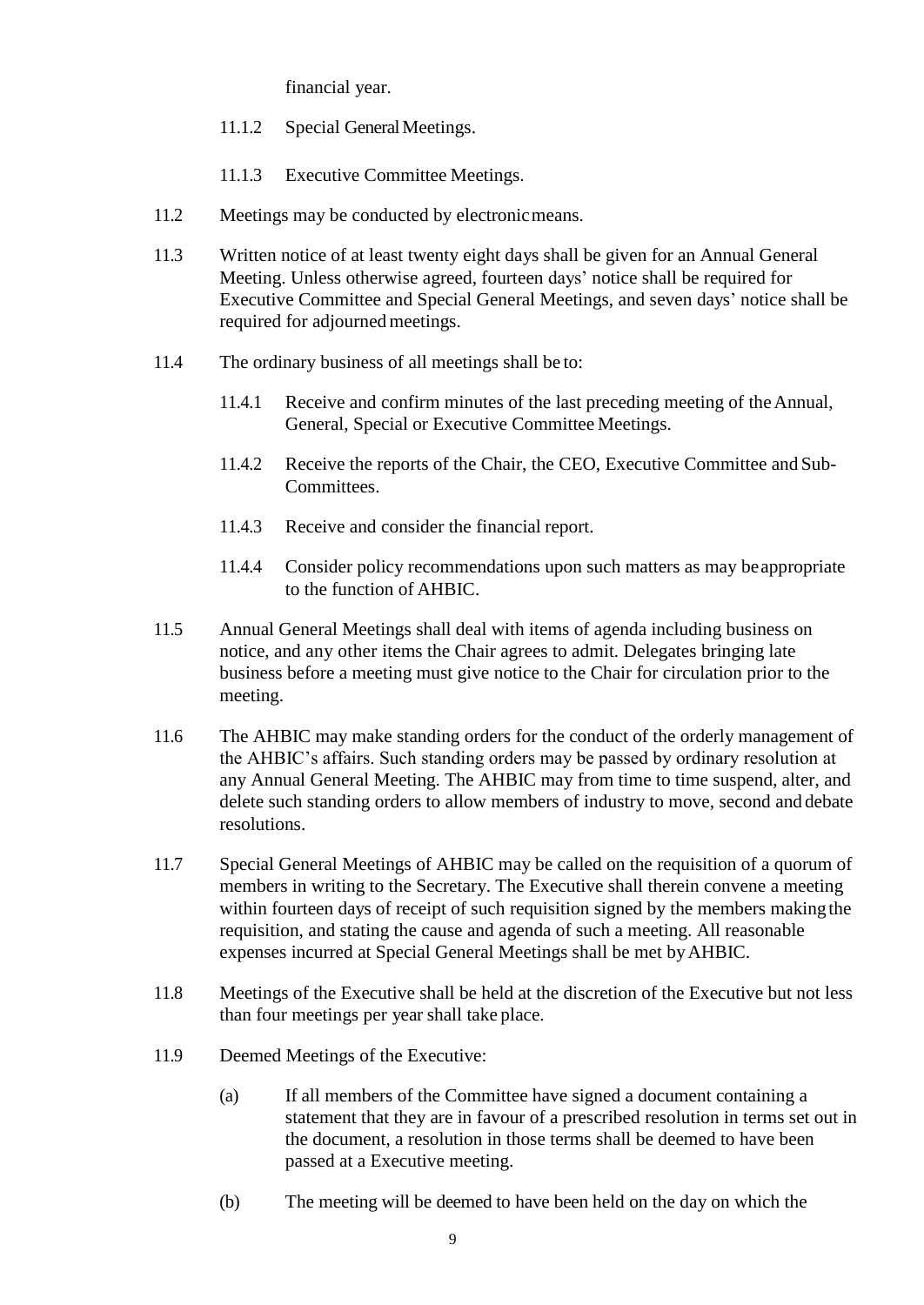financial year.

11.1.2 Special General Meetings.

11.1.3 Executive Committee Meetings.

11.2 Meetings may be conducted by electronic means.

11.3 Written notice of at least twenty eight days shall be given for an Annual General Meeting. Unless otherwise agreed, fourteen days' notice shall be required for Executive Committee and Special General Meetings, and seven days' notice shall be required for adjourned meetings.

11.4 The ordinary business of all meetings shall be to:

11.4.1 Receive and confirm minutes of the last preceding meeting of the Annual, General, Special or Executive Committee Meetings.

11.4.2 Receive the reports of the Chair, the CEO, Executive Committee and Sub-Committees.

11.4.3 Receive and consider the financial report.

11.4.4 Consider policy recommendations upon such matters as may be appropriate to the function of AHBIC.

11.5 Annual General Meetings shall deal with items of agenda including business on notice, and any other items the Chair agrees to admit. Delegates bringing late business before a meeting must give notice to the Chair for circulation prior to the meeting.

11.6 The AHBIC may make standing orders for the conduct of the orderly management of the AHBIC's affairs. Such standing orders may be passed by ordinary resolution at any Annual General Meeting. The AHBIC may from time to time suspend, alter, and delete such standing orders to allow members of industry to move, second and debate resolutions.

11.7 Special General Meetings of AHBIC may be called on the requisition of a quorum of members in writing to the Secretary. The Executive shall therein convene a meeting within fourteen days of receipt of such requisition signed by the members making the requisition, and stating the cause and agenda of such a meeting. All reasonable expenses incurred at Special General Meetings shall be met by AHBIC.

11.8 Meetings of the Executive shall be held at the discretion of the Executive but not less than four meetings per year shall take place.

11.9 Deemed Meetings of the Executive:

(a) If all members of the Committee have signed a document containing a statement that they are in favour of a prescribed resolution in terms set out in the document, a resolution in those terms shall be deemed to have been passed at a Executive meeting.

(b) The meeting will be deemed to have been held on the day on which the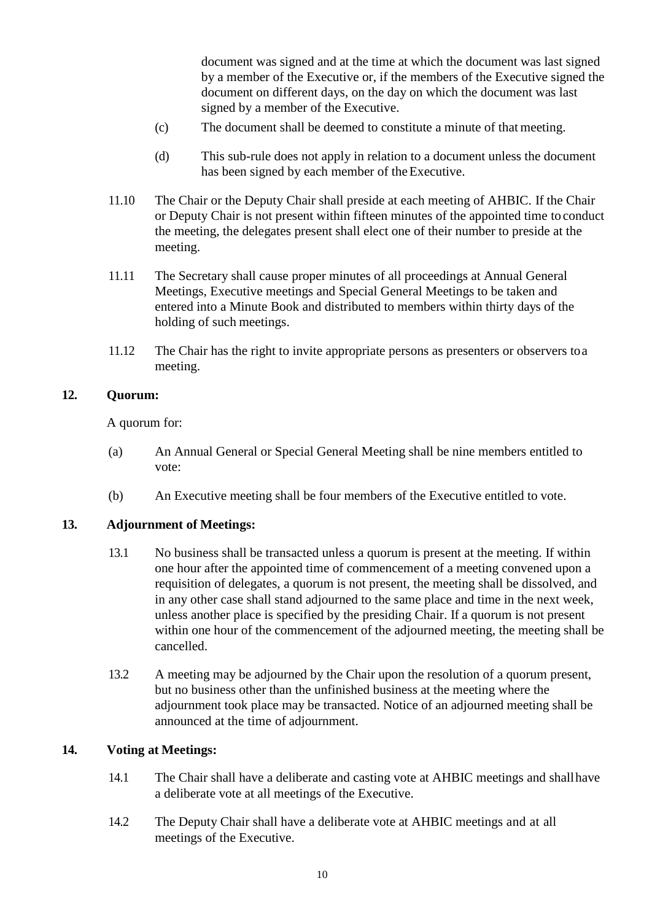document was signed and at the time at which the document was last signed by a member of the Executive or, if the members of the Executive signed the document on different days, on the day on which the document was last signed by a member of the Executive.

(c) The document shall be deemed to constitute a minute of that meeting.

(d) This sub-rule does not apply in relation to a document unless the document has been signed by each member of the Executive.

11.10 The Chair or the Deputy Chair shall preside at each meeting of AHBIC. If the Chair or Deputy Chair is not present within fifteen minutes of the appointed time to conduct the meeting, the delegates present shall elect one of their number to preside at the meeting.

11.11 The Secretary shall cause proper minutes of all proceedings at Annual General Meetings, Executive meetings and Special General Meetings to be taken and entered into a Minute Book and distributed to members within thirty days of the holding of such meetings.

11.12 The Chair has the right to invite appropriate persons as presenters or observers to a meeting.

## 12. Quorum:

A quorum for:

(a) An Annual General or Special General Meeting shall be nine members entitled to vote:

(b) An Executive meeting shall be four members of the Executive entitled to vote.

## 13. Adjournment of Meetings:

13.1 No business shall be transacted unless a quorum is present at the meeting. If within one hour after the appointed time of commencement of a meeting convened upon a requisition of delegates, a quorum is not present, the meeting shall be dissolved, and in any other case shall stand adjourned to the same place and time in the next week, unless another place is specified by the presiding Chair. If a quorum is not present within one hour of the commencement of the adjourned meeting, the meeting shall be cancelled.

13.2 A meeting may be adjourned by the Chair upon the resolution of a quorum present, but no business other than the unfinished business at the meeting where the adjournment took place may be transacted. Notice of an adjourned meeting shall be announced at the time of adjournment.

## 14. Voting at Meetings:

14.1 The Chair shall have a deliberate and casting vote at AHBIC meetings and shall have a deliberate vote at all meetings of the Executive.

14.2 The Deputy Chair shall have a deliberate vote at AHBIC meetings and at all meetings of the Executive.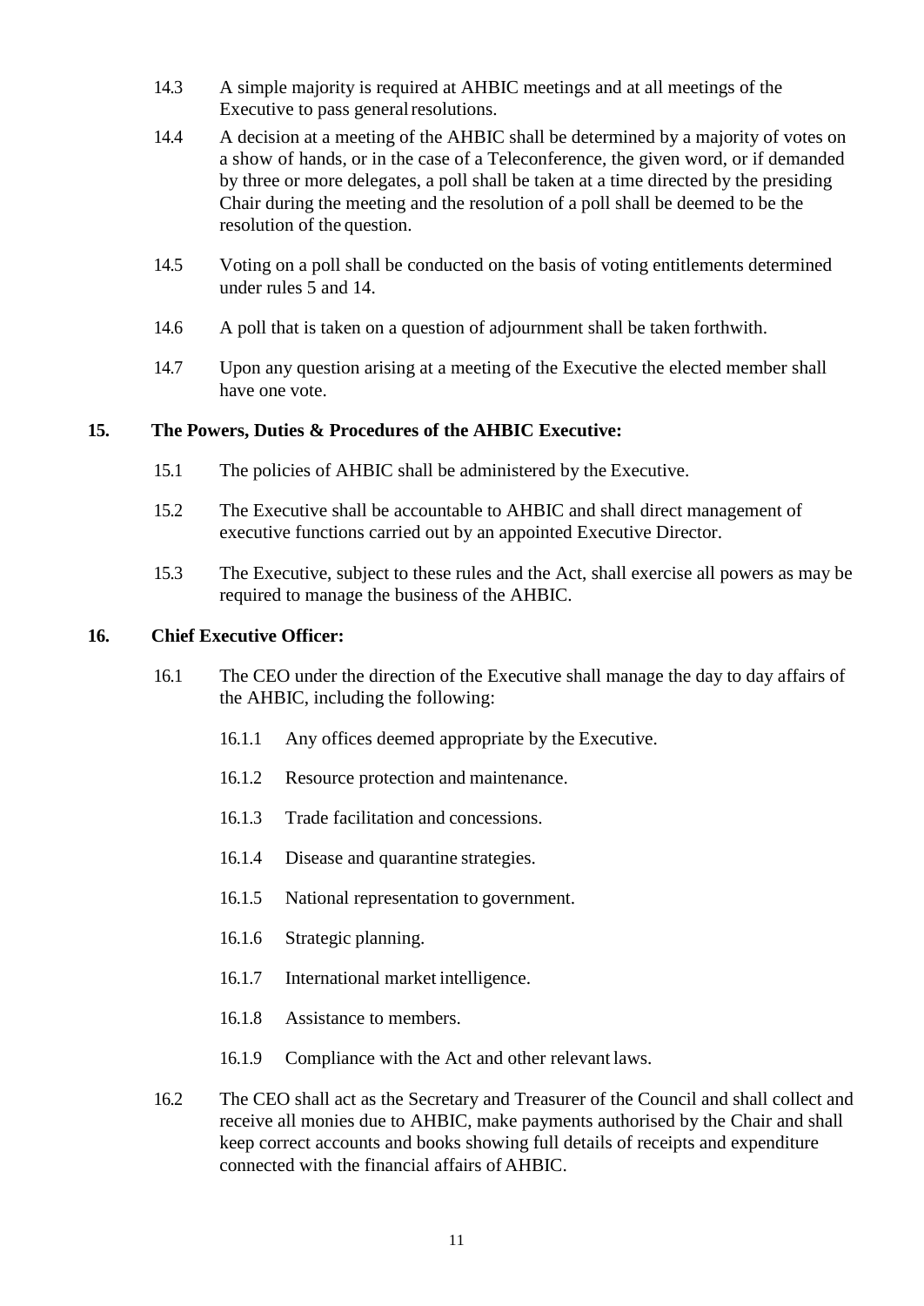14.3 A simple majority is required at AHBIC meetings and at all meetings of the Executive to pass general resolutions.

14.4 A decision at a meeting of the AHBIC shall be determined by a majority of votes on a show of hands, or in the case of a Teleconference, the given word, or if demanded by three or more delegates, a poll shall be taken at a time directed by the presiding Chair during the meeting and the resolution of a poll shall be deemed to be the resolution of the question.

14.5 Voting on a poll shall be conducted on the basis of voting entitlements determined under rules 5 and 14.

14.6 A poll that is taken on a question of adjournment shall be taken forthwith.

14.7 Upon any question arising at a meeting of the Executive the elected member shall have one vote.

## 15. The Powers, Duties & Procedures of the AHBIC Executive:

15.1 The policies of AHBIC shall be administered by the Executive.

15.2 The Executive shall be accountable to AHBIC and shall direct management of executive functions carried out by an appointed Executive Director.

15.3 The Executive, subject to these rules and the Act, shall exercise all powers as may be required to manage the business of the AHBIC.

## 16. Chief Executive Officer:

16.1 The CEO under the direction of the Executive shall manage the day to day affairs of the AHBIC, including the following:

16.1.1 Any offices deemed appropriate by the Executive.

16.1.2 Resource protection and maintenance.

16.1.3 Trade facilitation and concessions.

16.1.4 Disease and quarantine strategies.

16.1.5 National representation to government.

16.1.6 Strategic planning.

16.1.7 International market intelligence.

16.1.8 Assistance to members.

16.1.9 Compliance with the Act and other relevant laws.

16.2 The CEO shall act as the Secretary and Treasurer of the Council and shall collect and receive all monies due to AHBIC, make payments authorised by the Chair and shall keep correct accounts and books showing full details of receipts and expenditure connected with the financial affairs of AHBIC.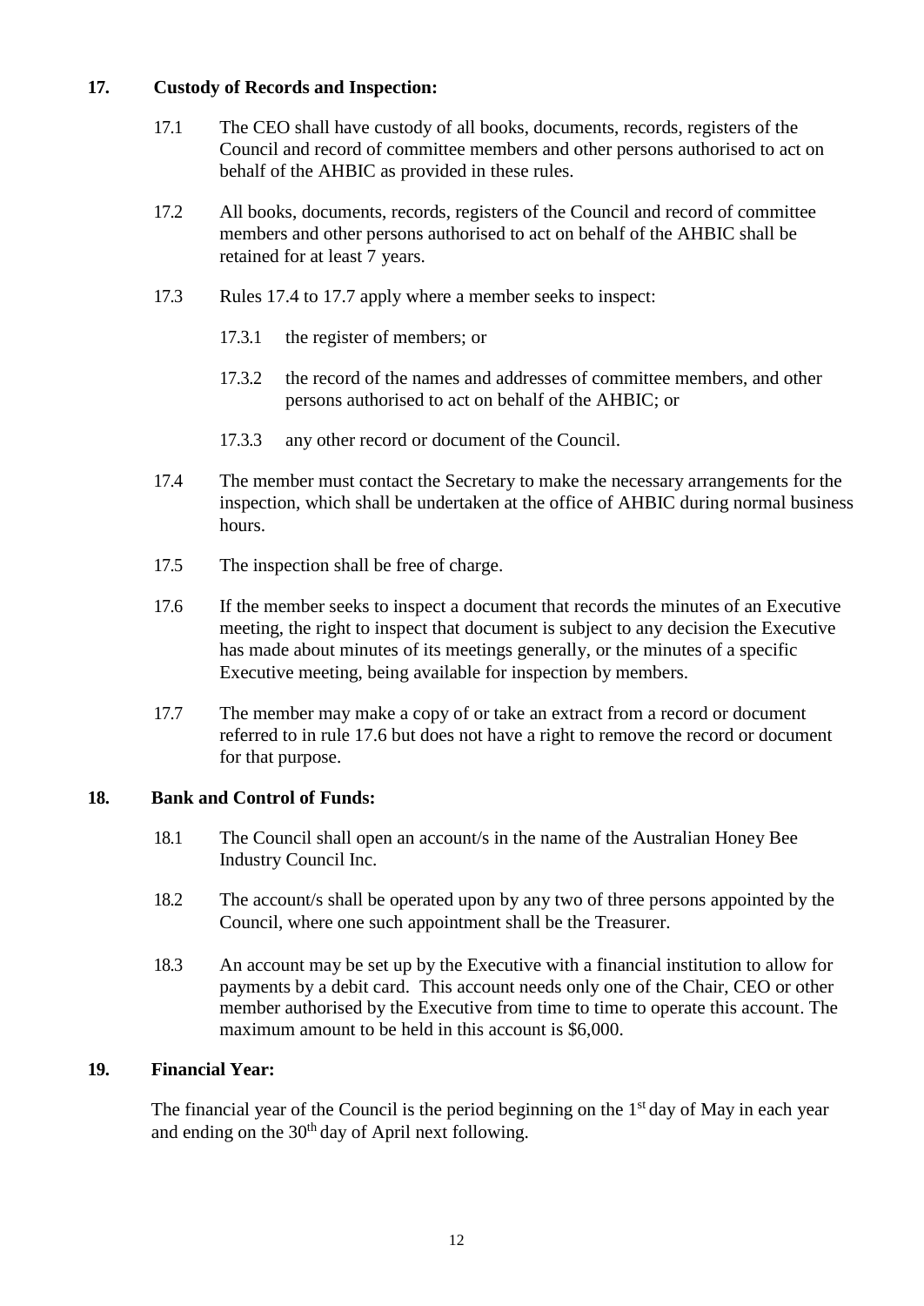## 17. Custody of Records and Inspection:

17.1 The CEO shall have custody of all books, documents, records, registers of the Council and record of committee members and other persons authorised to act on behalf of the AHBIC as provided in these rules.

17.2 All books, documents, records, registers of the Council and record of committee members and other persons authorised to act on behalf of the AHBIC shall be retained for at least 7 years.

17.3 Rules 17.4 to 17.7 apply where a member seeks to inspect:

17.3.1 the register of members; or

17.3.2 the record of the names and addresses of committee members, and other persons authorised to act on behalf of the AHBIC; or

17.3.3 any other record or document of the Council.

17.4 The member must contact the Secretary to make the necessary arrangements for the inspection, which shall be undertaken at the office of AHBIC during normal business hours.

17.5 The inspection shall be free of charge.

17.6 If the member seeks to inspect a document that records the minutes of an Executive meeting, the right to inspect that document is subject to any decision the Executive has made about minutes of its meetings generally, or the minutes of a specific Executive meeting, being available for inspection by members.

17.7 The member may make a copy of or take an extract from a record or document referred to in rule 17.6 but does not have a right to remove the record or document for that purpose.

## 18. Bank and Control of Funds:

18.1 The Council shall open an account/s in the name of the Australian Honey Bee Industry Council Inc.

18.2 The account/s shall be operated upon by any two of three persons appointed by the Council, where one such appointment shall be the Treasurer.

18.3 An account may be set up by the Executive with a financial institution to allow for payments by a debit card. This account needs only one of the Chair, CEO or other member authorised by the Executive from time to time to operate this account. The maximum amount to be held in this account is $6,000.

## 19. Financial Year:

The financial year of the Council is the period beginning on the 1st day of May in each year and ending on the 30th day of April next following.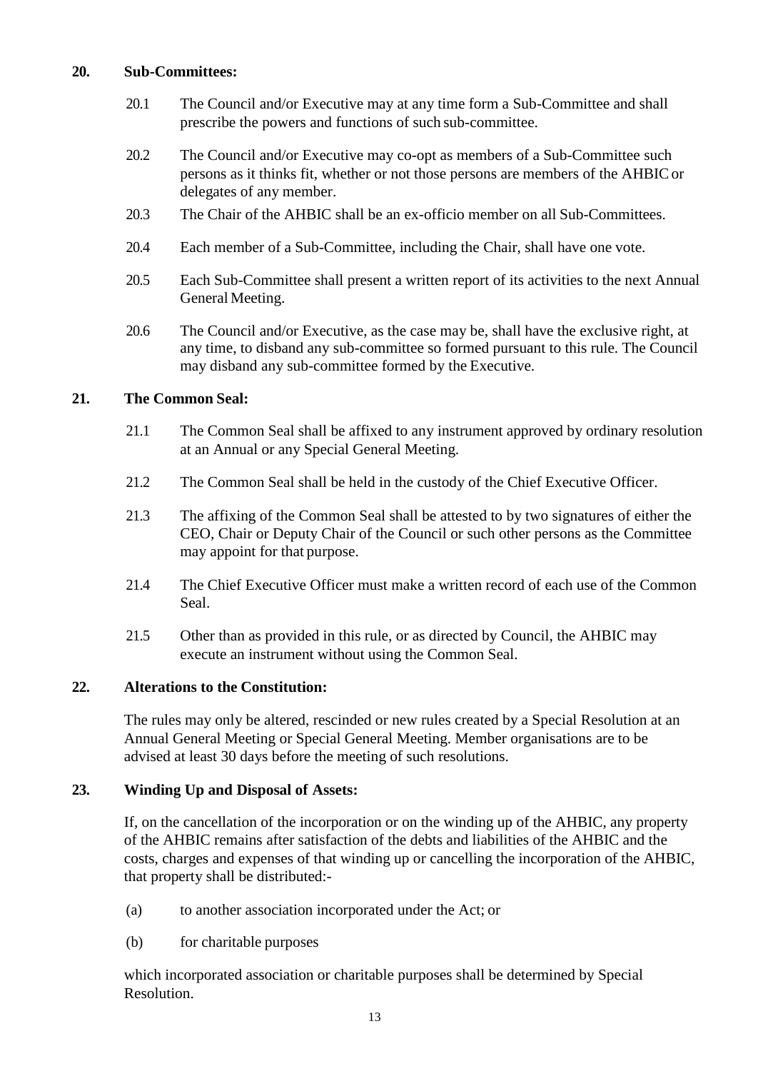## 20. Sub-Committees:

20.1 The Council and/or Executive may at any time form a Sub-Committee and shall prescribe the powers and functions of such sub-committee.

20.2 The Council and/or Executive may co-opt as members of a Sub-Committee such persons as it thinks fit, whether or not those persons are members of the AHBIC or delegates of any member.

20.3 The Chair of the AHBIC shall be an ex-officio member on all Sub-Committees.

20.4 Each member of a Sub-Committee, including the Chair, shall have one vote.

20.5 Each Sub-Committee shall present a written report of its activities to the next Annual General Meeting.

20.6 The Council and/or Executive, as the case may be, shall have the exclusive right, at any time, to disband any sub-committee so formed pursuant to this rule. The Council may disband any sub-committee formed by the Executive.

## 21. The Common Seal:

21.1 The Common Seal shall be affixed to any instrument approved by ordinary resolution at an Annual or any Special General Meeting.

21.2 The Common Seal shall be held in the custody of the Chief Executive Officer.

21.3 The affixing of the Common Seal shall be attested to by two signatures of either the CEO, Chair or Deputy Chair of the Council or such other persons as the Committee may appoint for that purpose.

21.4 The Chief Executive Officer must make a written record of each use of the Common Seal.

21.5 Other than as provided in this rule, or as directed by Council, the AHBIC may execute an instrument without using the Common Seal.

## 22. Alterations to the Constitution:

The rules may only be altered, rescinded or new rules created by a Special Resolution at an Annual General Meeting or Special General Meeting. Member organisations are to be advised at least 30 days before the meeting of such resolutions.

## 23. Winding Up and Disposal of Assets:

If, on the cancellation of the incorporation or on the winding up of the AHBIC, any property of the AHBIC remains after satisfaction of the debts and liabilities of the AHBIC and the costs, charges and expenses of that winding up or cancelling the incorporation of the AHBIC, that property shall be distributed:-

(a) to another association incorporated under the Act; or

(b) for charitable purposes

which incorporated association or charitable purposes shall be determined by Special Resolution.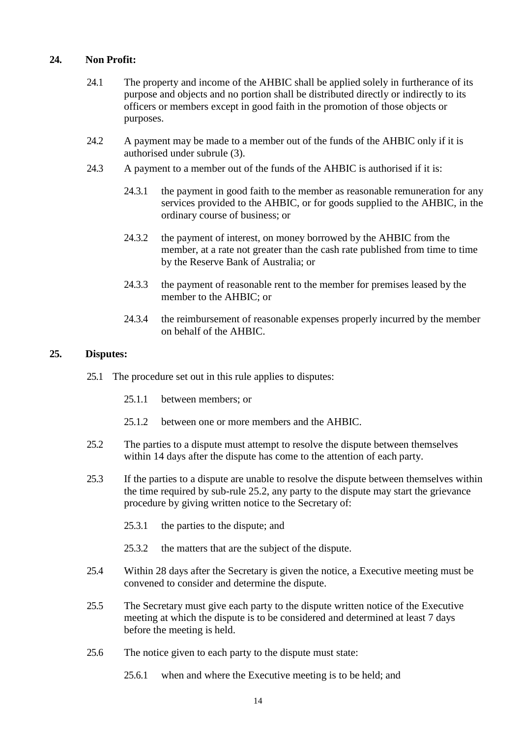**24. Non Profit:**

24.1 The property and income of the AHBIC shall be applied solely in furtherance of its purpose and objects and no portion shall be distributed directly or indirectly to its officers or members except in good faith in the promotion of those objects or purposes.

24.2 A payment may be made to a member out of the funds of the AHBIC only if it is authorised under subrule (3).

24.3 A payment to a member out of the funds of the AHBIC is authorised if it is:

24.3.1 the payment in good faith to the member as reasonable remuneration for any services provided to the AHBIC, or for goods supplied to the AHBIC, in the ordinary course of business; or

24.3.2 the payment of interest, on money borrowed by the AHBIC from the member, at a rate not greater than the cash rate published from time to time by the Reserve Bank of Australia; or

24.3.3 the payment of reasonable rent to the member for premises leased by the member to the AHBIC; or

24.3.4 the reimbursement of reasonable expenses properly incurred by the member on behalf of the AHBIC.

**25. Disputes:**

25.1 The procedure set out in this rule applies to disputes:

25.1.1 between members; or

25.1.2 between one or more members and the AHBIC.

25.2 The parties to a dispute must attempt to resolve the dispute between themselves within 14 days after the dispute has come to the attention of each party.

25.3 If the parties to a dispute are unable to resolve the dispute between themselves within the time required by sub-rule 25.2, any party to the dispute may start the grievance procedure by giving written notice to the Secretary of:

25.3.1 the parties to the dispute; and

25.3.2 the matters that are the subject of the dispute.

25.4 Within 28 days after the Secretary is given the notice, a Executive meeting must be convened to consider and determine the dispute.

25.5 The Secretary must give each party to the dispute written notice of the Executive meeting at which the dispute is to be considered and determined at least 7 days before the meeting is held.

25.6 The notice given to each party to the dispute must state:

25.6.1 when and where the Executive meeting is to be held; and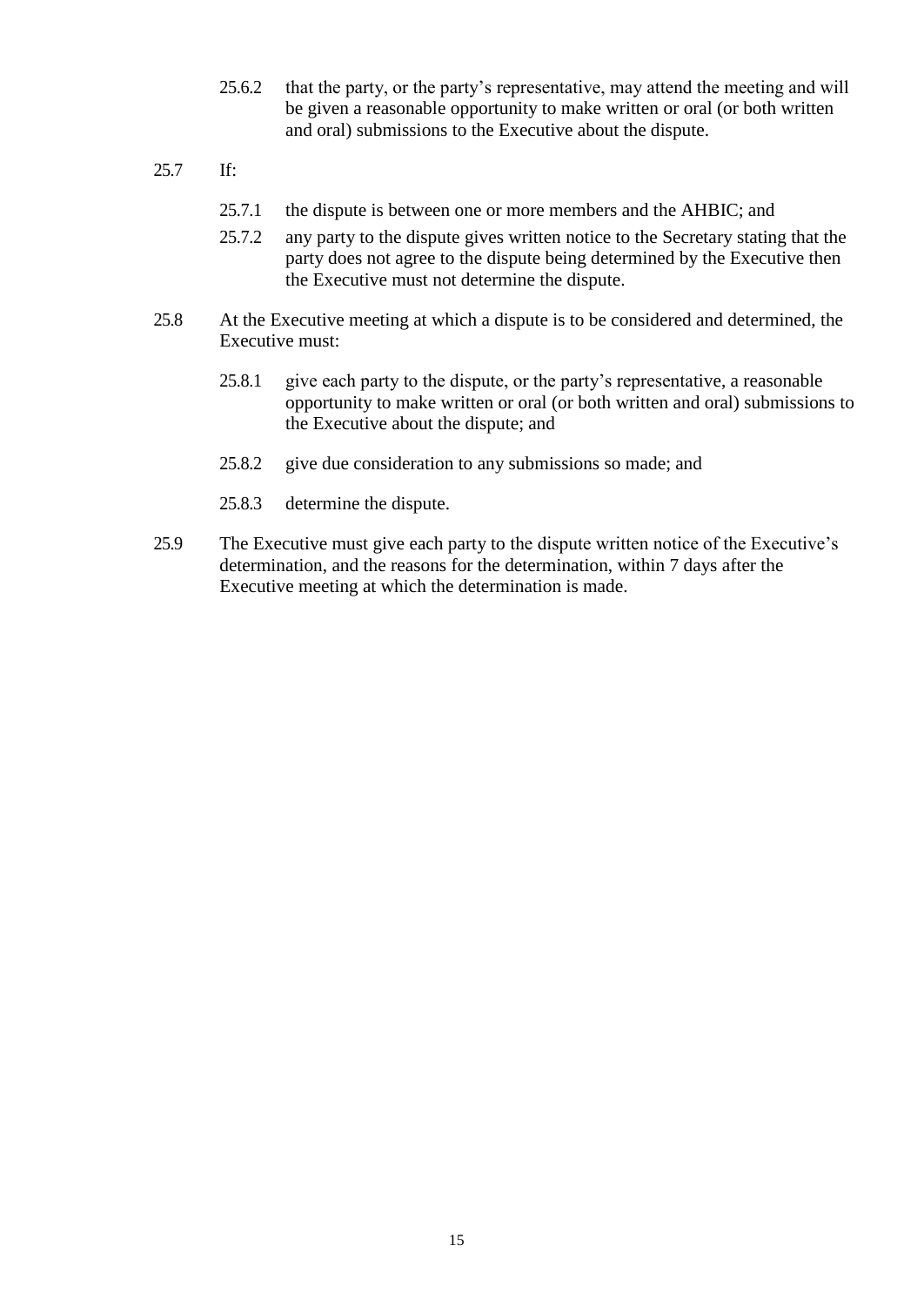25.6.2 that the party, or the party's representative, may attend the meeting and will be given a reasonable opportunity to make written or oral (or both written and oral) submissions to the Executive about the dispute.

25.7 If:

25.7.1 the dispute is between one or more members and the AHBIC; and

25.7.2 any party to the dispute gives written notice to the Secretary stating that the party does not agree to the dispute being determined by the Executive then the Executive must not determine the dispute.

25.8 At the Executive meeting at which a dispute is to be considered and determined, the Executive must:

25.8.1 give each party to the dispute, or the party's representative, a reasonable opportunity to make written or oral (or both written and oral) submissions to the Executive about the dispute; and

25.8.2 give due consideration to any submissions so made; and

25.8.3 determine the dispute.

25.9 The Executive must give each party to the dispute written notice of the Executive's determination, and the reasons for the determination, within 7 days after the Executive meeting at which the determination is made.